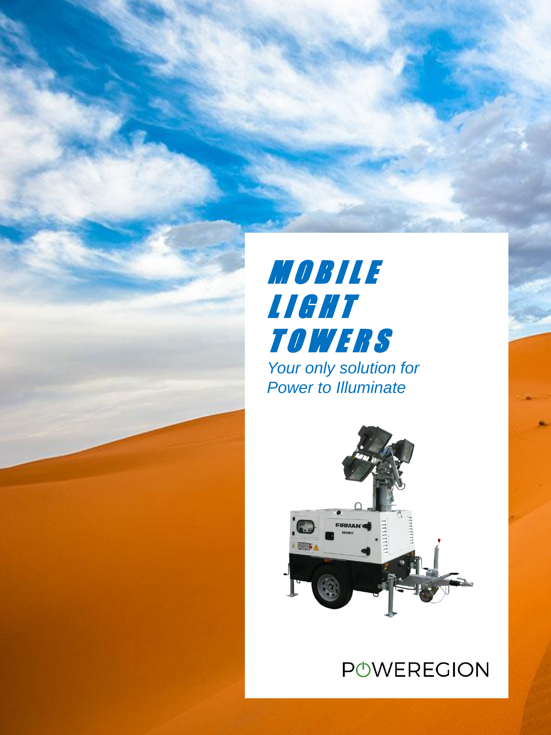# MOBILE LIGHT TOWERS

*Your only solution for Power to Illuminate*

POWEREGION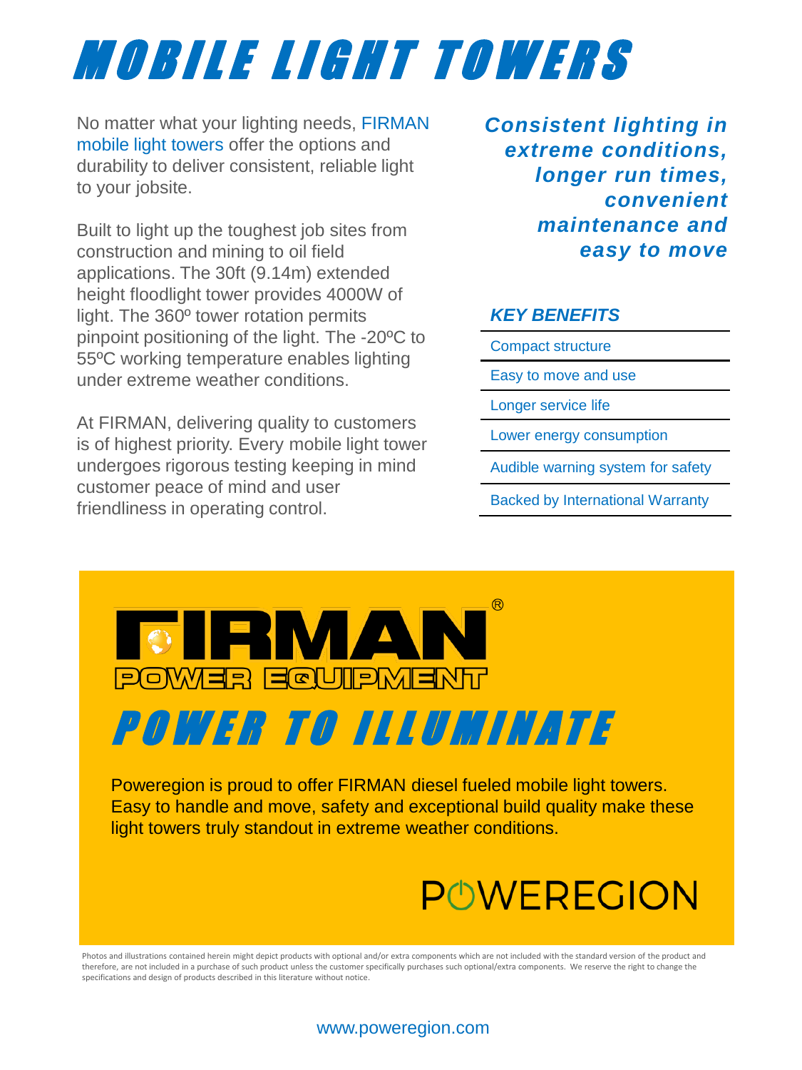# MOBILE LIGHT TOWERS

No matter what your lighting needs, FIRMAN mobile light towers offer the options and durability to deliver consistent, reliable light to your jobsite.

Built to light up the toughest job sites from construction and mining to oil field applications. The 30ft (9.14m) extended height floodlight tower provides 4000W of light. The 360º tower rotation permits pinpoint positioning of the light. The -20ºC to 55ºC working temperature enables lighting under extreme weather conditions.

At FIRMAN, delivering quality to customers is of highest priority. Every mobile light tower undergoes rigorous testing keeping in mind customer peace of mind and user friendliness in operating control.

***Consistent lighting in extreme conditions, longer run times, convenient maintenance and easy to move***

### *KEY BENEFITS*

- Compact structure
- Easy to move and use
- Longer service life
- Lower energy consumption
- Audible warning system for safety
- Backed by International Warranty

FIRMAN® POWER EQUIPMENT

## *POWER TO ILLUMINATE*

Poweregion is proud to offer FIRMAN diesel fueled mobile light towers. Easy to handle and move, safety and exceptional build quality make these light towers truly standout in extreme weather conditions.

POWEREGION

Photos and illustrations contained herein might depict products with optional and/or extra components which are not included with the standard version of the product and therefore, are not included in a purchase of such product unless the customer specifically purchases such optional/extra components. We reserve the right to change the specifications and design of products described in this literature without notice.

www.poweregion.com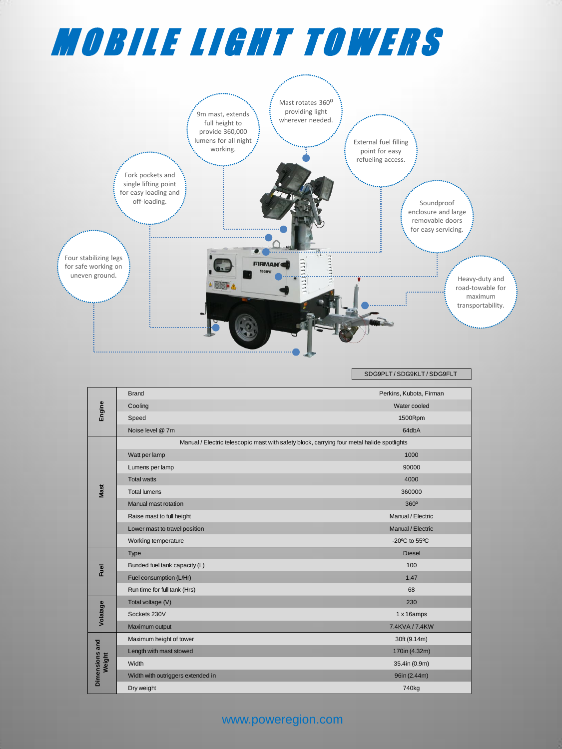# MOBILE LIGHT TOWERS

9m mast, extends full height to provide 360,000 lumens for all night working.

Mast rotates 360° providing light wherever needed.

External fuel filling point for easy refueling access.

Fork pockets and single lifting point for easy loading and off-loading.

Soundproof enclosure and large removable doors for easy servicing.

Four stabilizing legs for safe working on uneven ground.

Heavy-duty and road-towable for maximum transportability.

| | | SDG9PLT / SDG9KLT / SDG9FLT |
|---|---|---|
| Engine | Brand | Perkins, Kubota, Firman |
| | Cooling | Water cooled |
| | Speed | 1500Rpm |
| | Noise level @ 7m | 64dbA |
| Mast | Manual / Electric telescopic mast with safety block, carrying four metal halide spotlights | |
| | Watt per lamp | 1000 |
| | Lumens per lamp | 90000 |
| | Total watts | 4000 |
| | Total lumens | 360000 |
| | Manual mast rotation | 360º |
| | Raise mast to full height | Manual / Electric |
| | Lower mast to travel position | Manual / Electric |
| | Working temperature | -20ºC to 55ºC |
| Fuel | Type | Diesel |
| | Bunded fuel tank capacity (L) | 100 |
| | Fuel consumption (L/Hr) | 1.47 |
| | Run time for full tank (Hrs) | 68 |
| Volatage | Total voltage (V) | 230 |
| | Sockets 230V | 1 x 16amps |
| | Maximum output | 7.4KVA / 7.4KW |
| Dimensions and Weight | Maximum height of tower | 30ft (9.14m) |
| | Length with mast stowed | 170in (4.32m) |
| | Width | 35.4in (0.9m) |
| | Width with outriggers extended in | 96in (2.44m) |
| | Dry weight | 740kg |

www.poweregion.com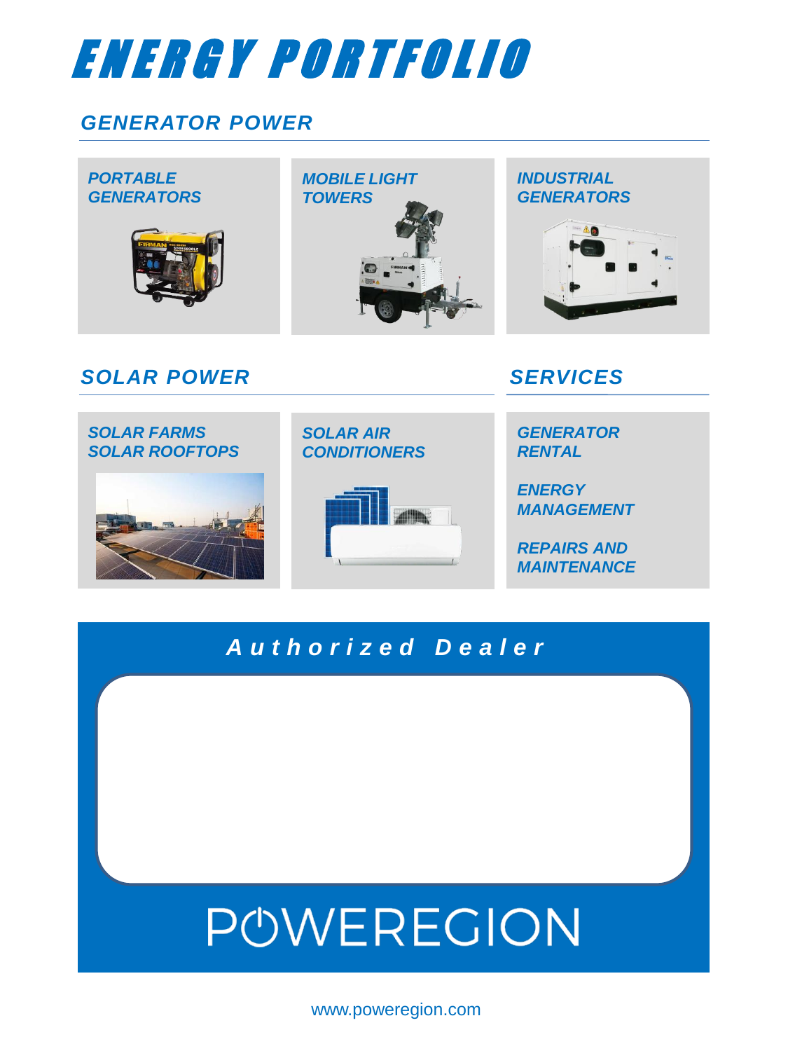# ENERGY PORTFOLIO

## GENERATOR POWER

### PORTABLE GENERATORS

### MOBILE LIGHT TOWERS

### INDUSTRIAL GENERATORS

## SOLAR POWER

### SOLAR FARMS
### SOLAR ROOFTOPS

### SOLAR AIR CONDITIONERS

## SERVICES

### GENERATOR RENTAL

### ENERGY MANAGEMENT

### REPAIRS AND MAINTENANCE

## Authorized Dealer

POWEREGION

www.poweregion.com